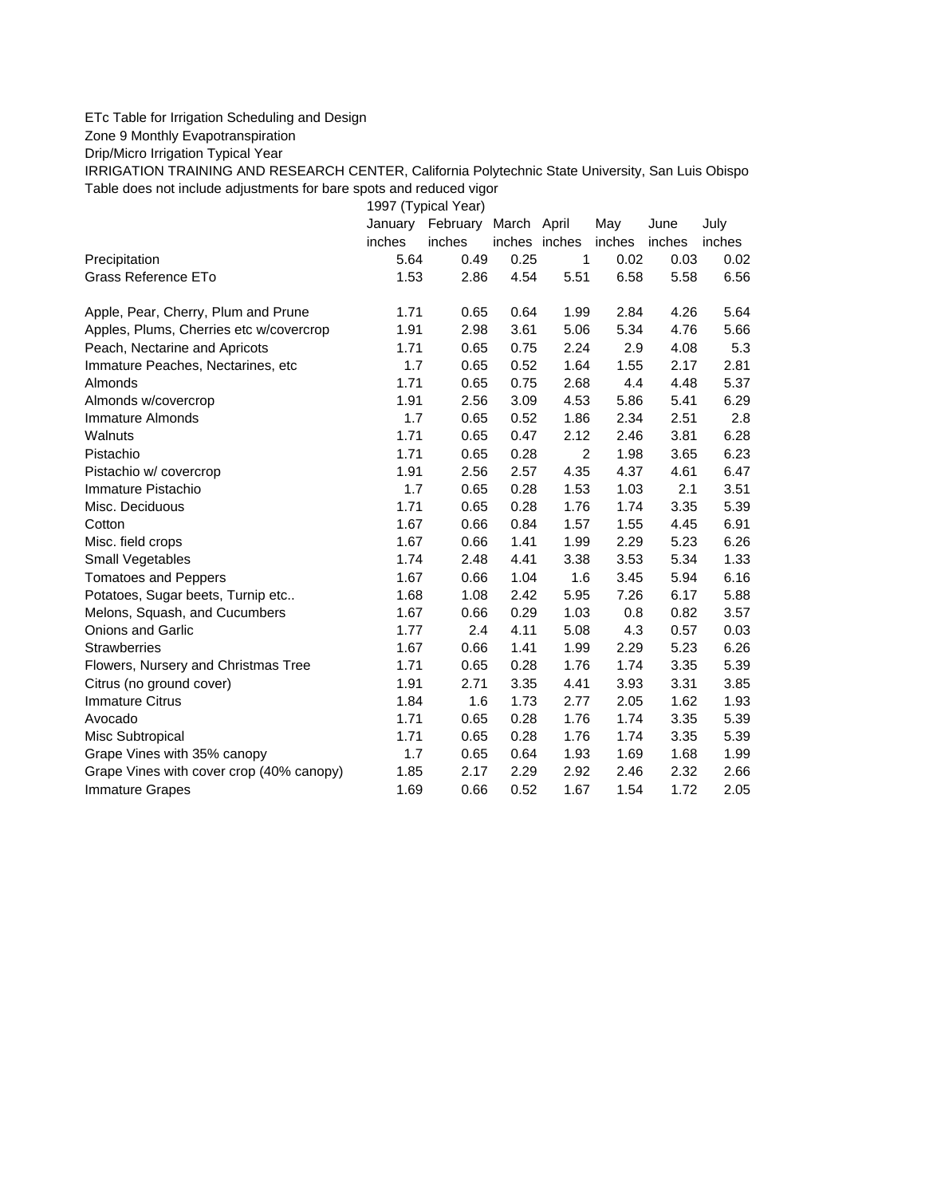ETc Table for Irrigation Scheduling and Design

Zone 9 Monthly Evapotranspiration

Drip/Micro Irrigation Typical Year

IRRIGATION TRAINING AND RESEARCH CENTER, California Polytechnic State University, San Luis Obispo

Table does not include adjustments for bare spots and reduced vigor

| | 1997 (Typical Year) | | | | | | |
|---|---|---|---|---|---|---|---|
| | January | February | March | April | May | June | July |
| | inches | inches | inches | inches | inches | inches | inches |
| Precipitation | 5.64 | 0.49 | 0.25 | 1 | 0.02 | 0.03 | 0.02 |
| Grass Reference ETo | 1.53 | 2.86 | 4.54 | 5.51 | 6.58 | 5.58 | 6.56 |
| | | | | | | | |
| Apple, Pear, Cherry, Plum and Prune | 1.71 | 0.65 | 0.64 | 1.99 | 2.84 | 4.26 | 5.64 |
| Apples, Plums, Cherries etc w/covercrop | 1.91 | 2.98 | 3.61 | 5.06 | 5.34 | 4.76 | 5.66 |
| Peach, Nectarine and Apricots | 1.71 | 0.65 | 0.75 | 2.24 | 2.9 | 4.08 | 5.3 |
| Immature Peaches, Nectarines, etc | 1.7 | 0.65 | 0.52 | 1.64 | 1.55 | 2.17 | 2.81 |
| Almonds | 1.71 | 0.65 | 0.75 | 2.68 | 4.4 | 4.48 | 5.37 |
| Almonds w/covercrop | 1.91 | 2.56 | 3.09 | 4.53 | 5.86 | 5.41 | 6.29 |
| Immature Almonds | 1.7 | 0.65 | 0.52 | 1.86 | 2.34 | 2.51 | 2.8 |
| Walnuts | 1.71 | 0.65 | 0.47 | 2.12 | 2.46 | 3.81 | 6.28 |
| Pistachio | 1.71 | 0.65 | 0.28 | 2 | 1.98 | 3.65 | 6.23 |
| Pistachio w/ covercrop | 1.91 | 2.56 | 2.57 | 4.35 | 4.37 | 4.61 | 6.47 |
| Immature Pistachio | 1.7 | 0.65 | 0.28 | 1.53 | 1.03 | 2.1 | 3.51 |
| Misc. Deciduous | 1.71 | 0.65 | 0.28 | 1.76 | 1.74 | 3.35 | 5.39 |
| Cotton | 1.67 | 0.66 | 0.84 | 1.57 | 1.55 | 4.45 | 6.91 |
| Misc. field crops | 1.67 | 0.66 | 1.41 | 1.99 | 2.29 | 5.23 | 6.26 |
| Small Vegetables | 1.74 | 2.48 | 4.41 | 3.38 | 3.53 | 5.34 | 1.33 |
| Tomatoes and Peppers | 1.67 | 0.66 | 1.04 | 1.6 | 3.45 | 5.94 | 6.16 |
| Potatoes, Sugar beets, Turnip etc.. | 1.68 | 1.08 | 2.42 | 5.95 | 7.26 | 6.17 | 5.88 |
| Melons, Squash, and Cucumbers | 1.67 | 0.66 | 0.29 | 1.03 | 0.8 | 0.82 | 3.57 |
| Onions and Garlic | 1.77 | 2.4 | 4.11 | 5.08 | 4.3 | 0.57 | 0.03 |
| Strawberries | 1.67 | 0.66 | 1.41 | 1.99 | 2.29 | 5.23 | 6.26 |
| Flowers, Nursery and Christmas Tree | 1.71 | 0.65 | 0.28 | 1.76 | 1.74 | 3.35 | 5.39 |
| Citrus (no ground cover) | 1.91 | 2.71 | 3.35 | 4.41 | 3.93 | 3.31 | 3.85 |
| Immature Citrus | 1.84 | 1.6 | 1.73 | 2.77 | 2.05 | 1.62 | 1.93 |
| Avocado | 1.71 | 0.65 | 0.28 | 1.76 | 1.74 | 3.35 | 5.39 |
| Misc Subtropical | 1.71 | 0.65 | 0.28 | 1.76 | 1.74 | 3.35 | 5.39 |
| Grape Vines with 35% canopy | 1.7 | 0.65 | 0.64 | 1.93 | 1.69 | 1.68 | 1.99 |
| Grape Vines with cover crop (40% canopy) | 1.85 | 2.17 | 2.29 | 2.92 | 2.46 | 2.32 | 2.66 |
| Immature Grapes | 1.69 | 0.66 | 0.52 | 1.67 | 1.54 | 1.72 | 2.05 |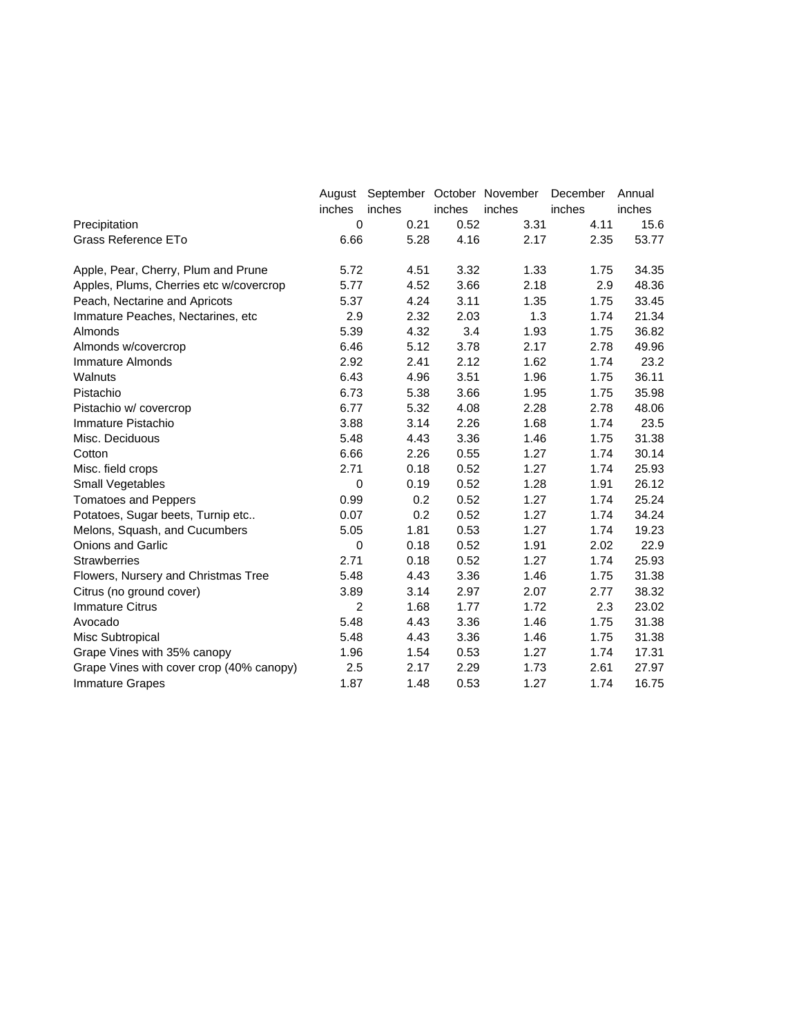| | August inches | September inches | October inches | November inches | December inches | Annual inches |
|---|---|---|---|---|---|---|
| Precipitation | 0 | 0.21 | 0.52 | 3.31 | 4.11 | 15.6 |
| Grass Reference ETo | 6.66 | 5.28 | 4.16 | 2.17 | 2.35 | 53.77 |
| | | | | | | |
| Apple, Pear, Cherry, Plum and Prune | 5.72 | 4.51 | 3.32 | 1.33 | 1.75 | 34.35 |
| Apples, Plums, Cherries etc w/covercrop | 5.77 | 4.52 | 3.66 | 2.18 | 2.9 | 48.36 |
| Peach, Nectarine and Apricots | 5.37 | 4.24 | 3.11 | 1.35 | 1.75 | 33.45 |
| Immature Peaches, Nectarines, etc | 2.9 | 2.32 | 2.03 | 1.3 | 1.74 | 21.34 |
| Almonds | 5.39 | 4.32 | 3.4 | 1.93 | 1.75 | 36.82 |
| Almonds w/covercrop | 6.46 | 5.12 | 3.78 | 2.17 | 2.78 | 49.96 |
| Immature Almonds | 2.92 | 2.41 | 2.12 | 1.62 | 1.74 | 23.2 |
| Walnuts | 6.43 | 4.96 | 3.51 | 1.96 | 1.75 | 36.11 |
| Pistachio | 6.73 | 5.38 | 3.66 | 1.95 | 1.75 | 35.98 |
| Pistachio w/ covercrop | 6.77 | 5.32 | 4.08 | 2.28 | 2.78 | 48.06 |
| Immature Pistachio | 3.88 | 3.14 | 2.26 | 1.68 | 1.74 | 23.5 |
| Misc. Deciduous | 5.48 | 4.43 | 3.36 | 1.46 | 1.75 | 31.38 |
| Cotton | 6.66 | 2.26 | 0.55 | 1.27 | 1.74 | 30.14 |
| Misc. field crops | 2.71 | 0.18 | 0.52 | 1.27 | 1.74 | 25.93 |
| Small Vegetables | 0 | 0.19 | 0.52 | 1.28 | 1.91 | 26.12 |
| Tomatoes and Peppers | 0.99 | 0.2 | 0.52 | 1.27 | 1.74 | 25.24 |
| Potatoes, Sugar beets, Turnip etc.. | 0.07 | 0.2 | 0.52 | 1.27 | 1.74 | 34.24 |
| Melons, Squash, and Cucumbers | 5.05 | 1.81 | 0.53 | 1.27 | 1.74 | 19.23 |
| Onions and Garlic | 0 | 0.18 | 0.52 | 1.91 | 2.02 | 22.9 |
| Strawberries | 2.71 | 0.18 | 0.52 | 1.27 | 1.74 | 25.93 |
| Flowers, Nursery and Christmas Tree | 5.48 | 4.43 | 3.36 | 1.46 | 1.75 | 31.38 |
| Citrus (no ground cover) | 3.89 | 3.14 | 2.97 | 2.07 | 2.77 | 38.32 |
| Immature Citrus | 2 | 1.68 | 1.77 | 1.72 | 2.3 | 23.02 |
| Avocado | 5.48 | 4.43 | 3.36 | 1.46 | 1.75 | 31.38 |
| Misc Subtropical | 5.48 | 4.43 | 3.36 | 1.46 | 1.75 | 31.38 |
| Grape Vines with 35% canopy | 1.96 | 1.54 | 0.53 | 1.27 | 1.74 | 17.31 |
| Grape Vines with cover crop (40% canopy) | 2.5 | 2.17 | 2.29 | 1.73 | 2.61 | 27.97 |
| Immature Grapes | 1.87 | 1.48 | 0.53 | 1.27 | 1.74 | 16.75 |